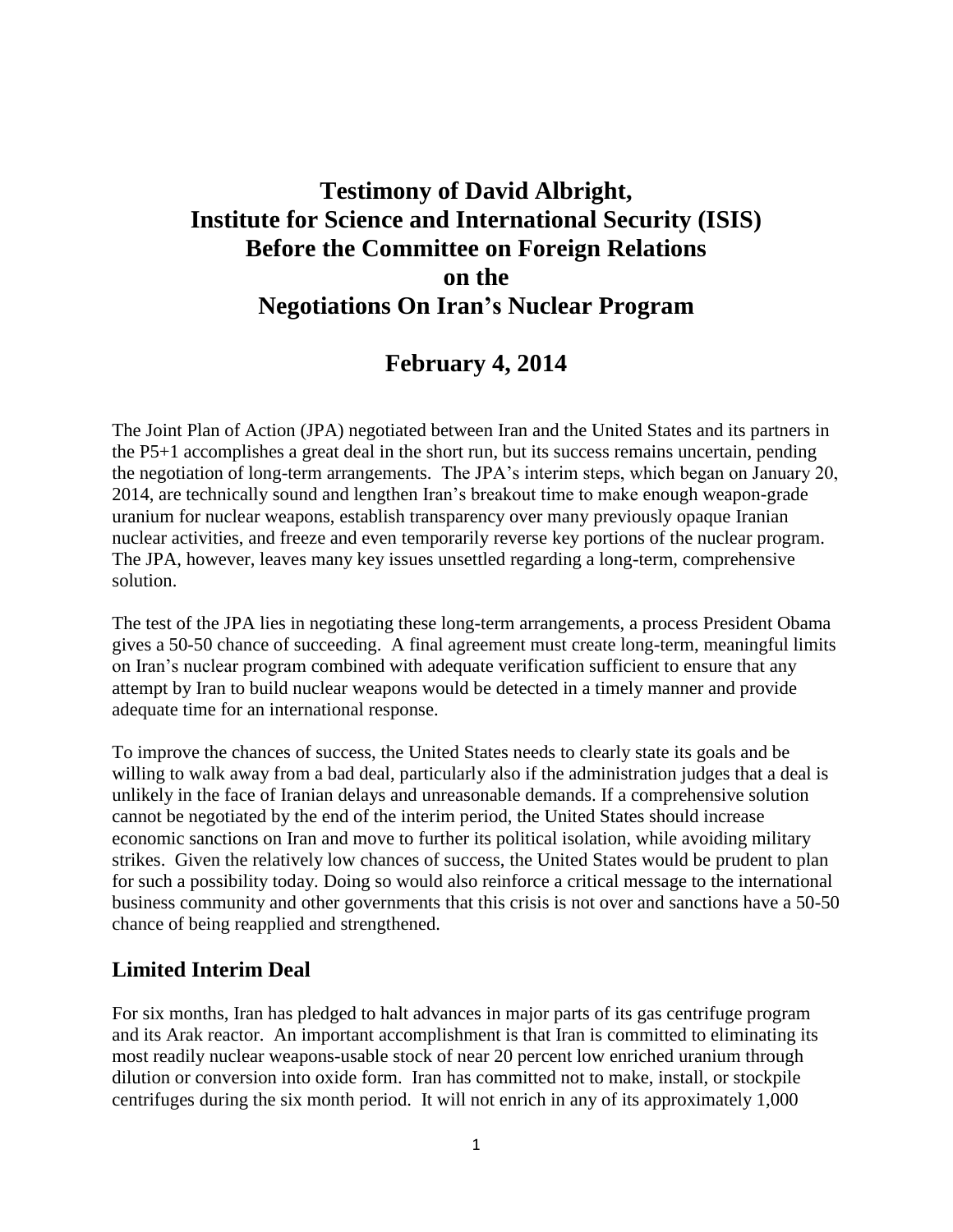# Testimony of David Albright, Institute for Science and International Security (ISIS) Before the Committee on Foreign Relations on the Negotiations On Iran's Nuclear Program

## February 4, 2014

The Joint Plan of Action (JPA) negotiated between Iran and the United States and its partners in the P5+1 accomplishes a great deal in the short run, but its success remains uncertain, pending the negotiation of long-term arrangements. The JPA's interim steps, which began on January 20, 2014, are technically sound and lengthen Iran's breakout time to make enough weapon-grade uranium for nuclear weapons, establish transparency over many previously opaque Iranian nuclear activities, and freeze and even temporarily reverse key portions of the nuclear program. The JPA, however, leaves many key issues unsettled regarding a long-term, comprehensive solution.

The test of the JPA lies in negotiating these long-term arrangements, a process President Obama gives a 50-50 chance of succeeding. A final agreement must create long-term, meaningful limits on Iran's nuclear program combined with adequate verification sufficient to ensure that any attempt by Iran to build nuclear weapons would be detected in a timely manner and provide adequate time for an international response.

To improve the chances of success, the United States needs to clearly state its goals and be willing to walk away from a bad deal, particularly also if the administration judges that a deal is unlikely in the face of Iranian delays and unreasonable demands. If a comprehensive solution cannot be negotiated by the end of the interim period, the United States should increase economic sanctions on Iran and move to further its political isolation, while avoiding military strikes. Given the relatively low chances of success, the United States would be prudent to plan for such a possibility today. Doing so would also reinforce a critical message to the international business community and other governments that this crisis is not over and sanctions have a 50-50 chance of being reapplied and strengthened.

## Limited Interim Deal

For six months, Iran has pledged to halt advances in major parts of its gas centrifuge program and its Arak reactor. An important accomplishment is that Iran is committed to eliminating its most readily nuclear weapons-usable stock of near 20 percent low enriched uranium through dilution or conversion into oxide form. Iran has committed not to make, install, or stockpile centrifuges during the six month period. It will not enrich in any of its approximately 1,000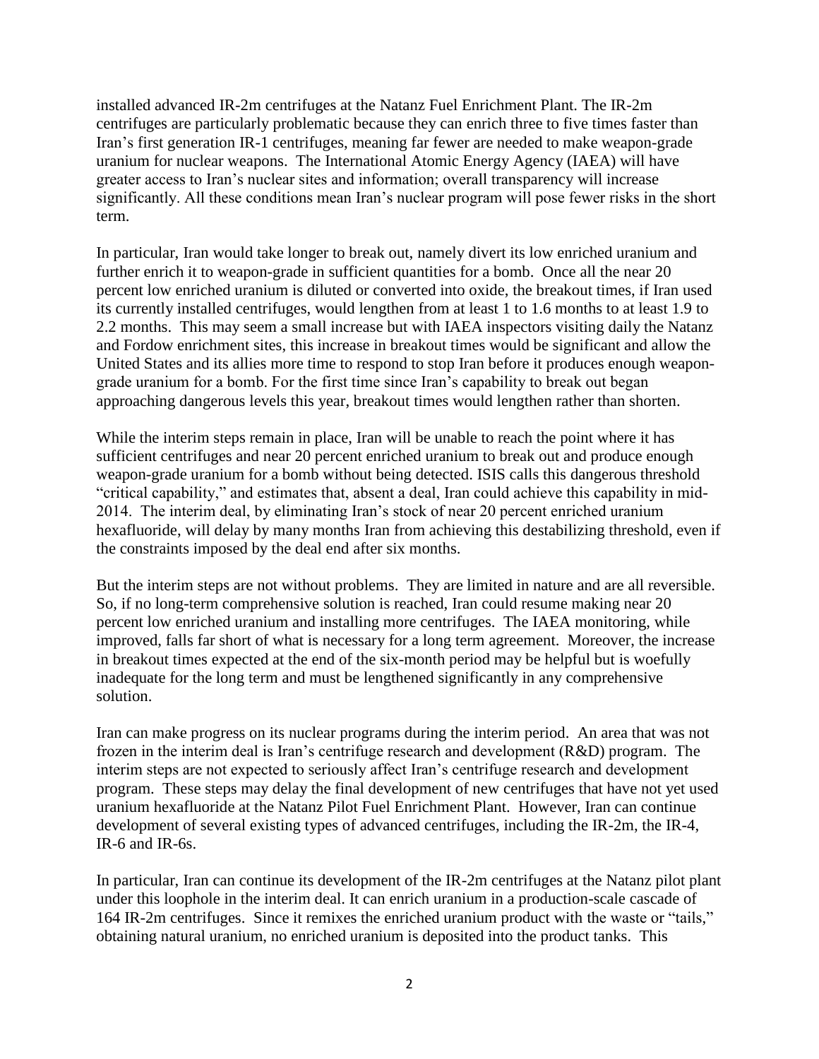installed advanced IR-2m centrifuges at the Natanz Fuel Enrichment Plant. The IR-2m centrifuges are particularly problematic because they can enrich three to five times faster than Iran's first generation IR-1 centrifuges, meaning far fewer are needed to make weapon-grade uranium for nuclear weapons. The International Atomic Energy Agency (IAEA) will have greater access to Iran's nuclear sites and information; overall transparency will increase significantly. All these conditions mean Iran's nuclear program will pose fewer risks in the short term.

In particular, Iran would take longer to break out, namely divert its low enriched uranium and further enrich it to weapon-grade in sufficient quantities for a bomb. Once all the near 20 percent low enriched uranium is diluted or converted into oxide, the breakout times, if Iran used its currently installed centrifuges, would lengthen from at least 1 to 1.6 months to at least 1.9 to 2.2 months. This may seem a small increase but with IAEA inspectors visiting daily the Natanz and Fordow enrichment sites, this increase in breakout times would be significant and allow the United States and its allies more time to respond to stop Iran before it produces enough weapon-grade uranium for a bomb. For the first time since Iran's capability to break out began approaching dangerous levels this year, breakout times would lengthen rather than shorten.

While the interim steps remain in place, Iran will be unable to reach the point where it has sufficient centrifuges and near 20 percent enriched uranium to break out and produce enough weapon-grade uranium for a bomb without being detected. ISIS calls this dangerous threshold "critical capability," and estimates that, absent a deal, Iran could achieve this capability in mid-2014. The interim deal, by eliminating Iran's stock of near 20 percent enriched uranium hexafluoride, will delay by many months Iran from achieving this destabilizing threshold, even if the constraints imposed by the deal end after six months.

But the interim steps are not without problems. They are limited in nature and are all reversible. So, if no long-term comprehensive solution is reached, Iran could resume making near 20 percent low enriched uranium and installing more centrifuges. The IAEA monitoring, while improved, falls far short of what is necessary for a long term agreement. Moreover, the increase in breakout times expected at the end of the six-month period may be helpful but is woefully inadequate for the long term and must be lengthened significantly in any comprehensive solution.

Iran can make progress on its nuclear programs during the interim period. An area that was not frozen in the interim deal is Iran's centrifuge research and development (R&D) program. The interim steps are not expected to seriously affect Iran's centrifuge research and development program. These steps may delay the final development of new centrifuges that have not yet used uranium hexafluoride at the Natanz Pilot Fuel Enrichment Plant. However, Iran can continue development of several existing types of advanced centrifuges, including the IR-2m, the IR-4, IR-6 and IR-6s.

In particular, Iran can continue its development of the IR-2m centrifuges at the Natanz pilot plant under this loophole in the interim deal. It can enrich uranium in a production-scale cascade of 164 IR-2m centrifuges. Since it remixes the enriched uranium product with the waste or "tails," obtaining natural uranium, no enriched uranium is deposited into the product tanks. This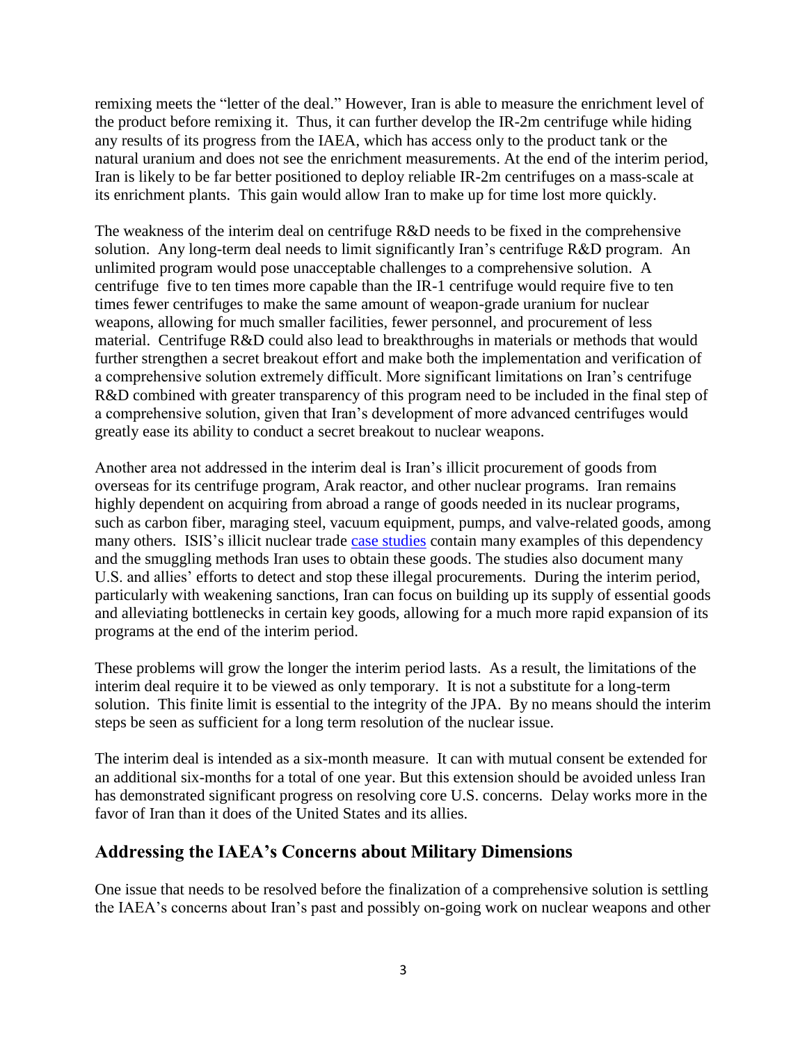remixing meets the "letter of the deal." However, Iran is able to measure the enrichment level of the product before remixing it. Thus, it can further develop the IR-2m centrifuge while hiding any results of its progress from the IAEA, which has access only to the product tank or the natural uranium and does not see the enrichment measurements. At the end of the interim period, Iran is likely to be far better positioned to deploy reliable IR-2m centrifuges on a mass-scale at its enrichment plants. This gain would allow Iran to make up for time lost more quickly.

The weakness of the interim deal on centrifuge R&D needs to be fixed in the comprehensive solution. Any long-term deal needs to limit significantly Iran's centrifuge R&D program. An unlimited program would pose unacceptable challenges to a comprehensive solution. A centrifuge five to ten times more capable than the IR-1 centrifuge would require five to ten times fewer centrifuges to make the same amount of weapon-grade uranium for nuclear weapons, allowing for much smaller facilities, fewer personnel, and procurement of less material. Centrifuge R&D could also lead to breakthroughs in materials or methods that would further strengthen a secret breakout effort and make both the implementation and verification of a comprehensive solution extremely difficult. More significant limitations on Iran's centrifuge R&D combined with greater transparency of this program need to be included in the final step of a comprehensive solution, given that Iran's development of more advanced centrifuges would greatly ease its ability to conduct a secret breakout to nuclear weapons.

Another area not addressed in the interim deal is Iran's illicit procurement of goods from overseas for its centrifuge program, Arak reactor, and other nuclear programs. Iran remains highly dependent on acquiring from abroad a range of goods needed in its nuclear programs, such as carbon fiber, maraging steel, vacuum equipment, pumps, and valve-related goods, among many others. ISIS's illicit nuclear trade case studies contain many examples of this dependency and the smuggling methods Iran uses to obtain these goods. The studies also document many U.S. and allies' efforts to detect and stop these illegal procurements. During the interim period, particularly with weakening sanctions, Iran can focus on building up its supply of essential goods and alleviating bottlenecks in certain key goods, allowing for a much more rapid expansion of its programs at the end of the interim period.

These problems will grow the longer the interim period lasts. As a result, the limitations of the interim deal require it to be viewed as only temporary. It is not a substitute for a long-term solution. This finite limit is essential to the integrity of the JPA. By no means should the interim steps be seen as sufficient for a long term resolution of the nuclear issue.

The interim deal is intended as a six-month measure. It can with mutual consent be extended for an additional six-months for a total of one year. But this extension should be avoided unless Iran has demonstrated significant progress on resolving core U.S. concerns. Delay works more in the favor of Iran than it does of the United States and its allies.

## Addressing the IAEA's Concerns about Military Dimensions

One issue that needs to be resolved before the finalization of a comprehensive solution is settling the IAEA's concerns about Iran's past and possibly on-going work on nuclear weapons and other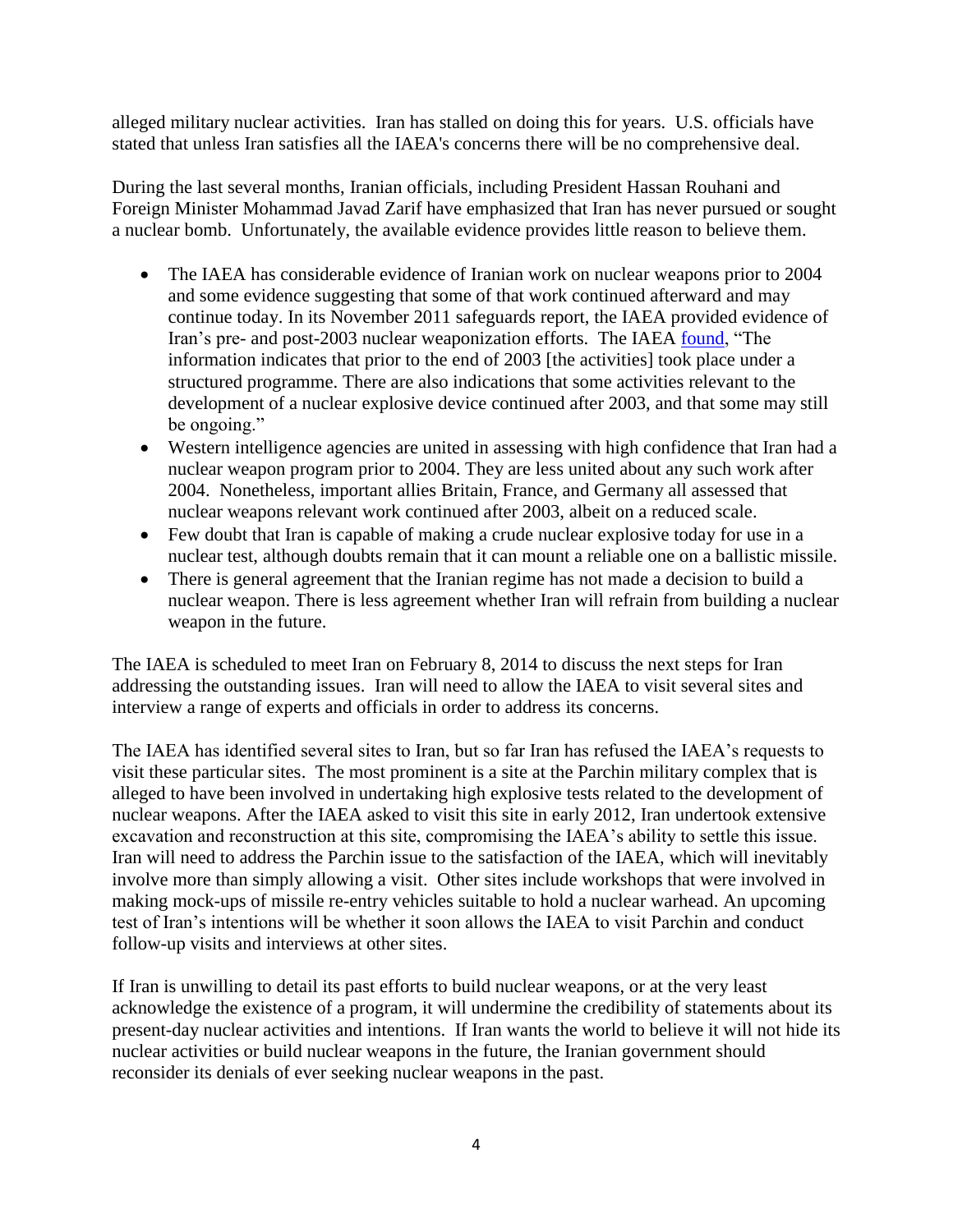alleged military nuclear activities. Iran has stalled on doing this for years. U.S. officials have stated that unless Iran satisfies all the IAEA's concerns there will be no comprehensive deal.

During the last several months, Iranian officials, including President Hassan Rouhani and Foreign Minister Mohammad Javad Zarif have emphasized that Iran has never pursued or sought a nuclear bomb. Unfortunately, the available evidence provides little reason to believe them.

- The IAEA has considerable evidence of Iranian work on nuclear weapons prior to 2004 and some evidence suggesting that some of that work continued afterward and may continue today. In its November 2011 safeguards report, the IAEA provided evidence of Iran's pre- and post-2003 nuclear weaponization efforts. The IAEA found, "The information indicates that prior to the end of 2003 [the activities] took place under a structured programme. There are also indications that some activities relevant to the development of a nuclear explosive device continued after 2003, and that some may still be ongoing."
- Western intelligence agencies are united in assessing with high confidence that Iran had a nuclear weapon program prior to 2004. They are less united about any such work after 2004. Nonetheless, important allies Britain, France, and Germany all assessed that nuclear weapons relevant work continued after 2003, albeit on a reduced scale.
- Few doubt that Iran is capable of making a crude nuclear explosive today for use in a nuclear test, although doubts remain that it can mount a reliable one on a ballistic missile.
- There is general agreement that the Iranian regime has not made a decision to build a nuclear weapon. There is less agreement whether Iran will refrain from building a nuclear weapon in the future.

The IAEA is scheduled to meet Iran on February 8, 2014 to discuss the next steps for Iran addressing the outstanding issues. Iran will need to allow the IAEA to visit several sites and interview a range of experts and officials in order to address its concerns.

The IAEA has identified several sites to Iran, but so far Iran has refused the IAEA's requests to visit these particular sites. The most prominent is a site at the Parchin military complex that is alleged to have been involved in undertaking high explosive tests related to the development of nuclear weapons. After the IAEA asked to visit this site in early 2012, Iran undertook extensive excavation and reconstruction at this site, compromising the IAEA's ability to settle this issue. Iran will need to address the Parchin issue to the satisfaction of the IAEA, which will inevitably involve more than simply allowing a visit. Other sites include workshops that were involved in making mock-ups of missile re-entry vehicles suitable to hold a nuclear warhead. An upcoming test of Iran's intentions will be whether it soon allows the IAEA to visit Parchin and conduct follow-up visits and interviews at other sites.

If Iran is unwilling to detail its past efforts to build nuclear weapons, or at the very least acknowledge the existence of a program, it will undermine the credibility of statements about its present-day nuclear activities and intentions. If Iran wants the world to believe it will not hide its nuclear activities or build nuclear weapons in the future, the Iranian government should reconsider its denials of ever seeking nuclear weapons in the past.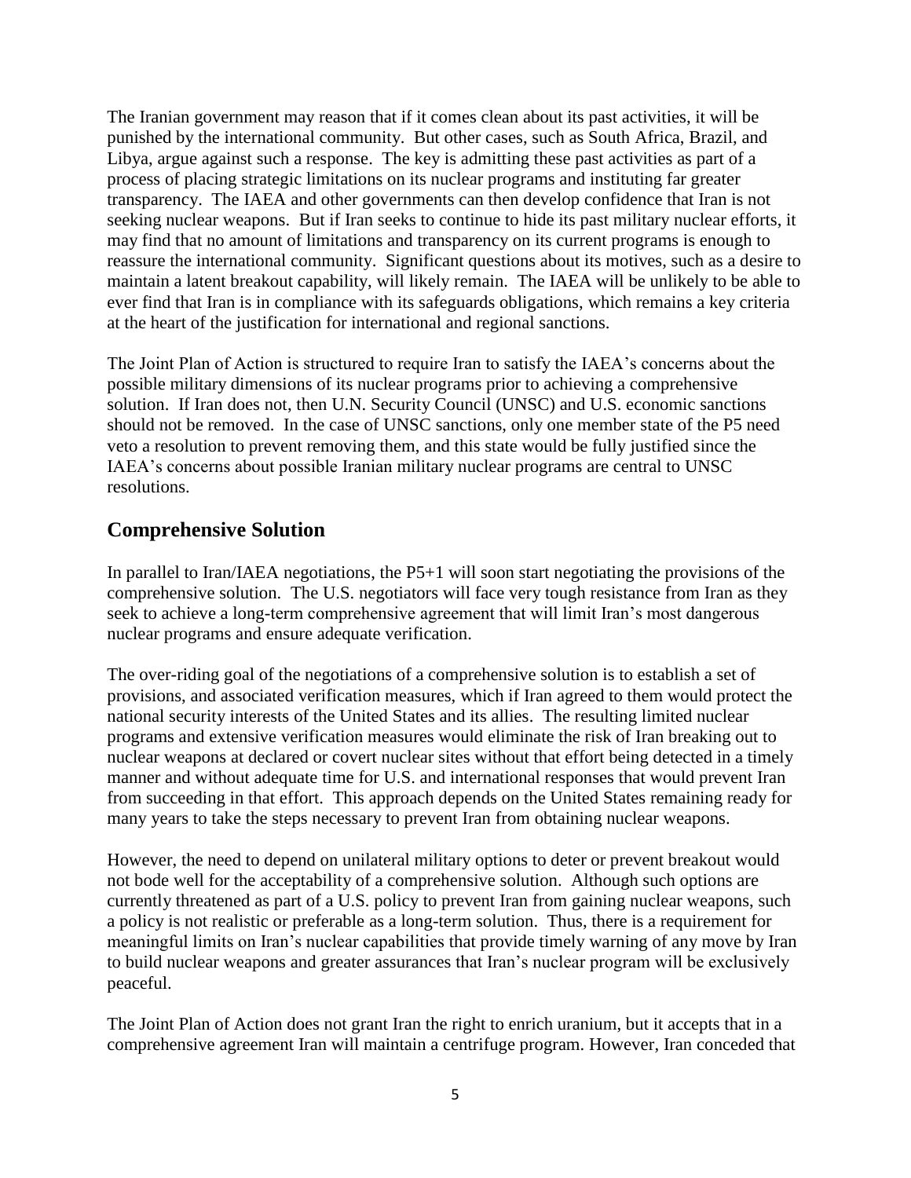The Iranian government may reason that if it comes clean about its past activities, it will be punished by the international community. But other cases, such as South Africa, Brazil, and Libya, argue against such a response. The key is admitting these past activities as part of a process of placing strategic limitations on its nuclear programs and instituting far greater transparency. The IAEA and other governments can then develop confidence that Iran is not seeking nuclear weapons. But if Iran seeks to continue to hide its past military nuclear efforts, it may find that no amount of limitations and transparency on its current programs is enough to reassure the international community. Significant questions about its motives, such as a desire to maintain a latent breakout capability, will likely remain. The IAEA will be unlikely to be able to ever find that Iran is in compliance with its safeguards obligations, which remains a key criteria at the heart of the justification for international and regional sanctions.

The Joint Plan of Action is structured to require Iran to satisfy the IAEA's concerns about the possible military dimensions of its nuclear programs prior to achieving a comprehensive solution. If Iran does not, then U.N. Security Council (UNSC) and U.S. economic sanctions should not be removed. In the case of UNSC sanctions, only one member state of the P5 need veto a resolution to prevent removing them, and this state would be fully justified since the IAEA's concerns about possible Iranian military nuclear programs are central to UNSC resolutions.

## Comprehensive Solution

In parallel to Iran/IAEA negotiations, the P5+1 will soon start negotiating the provisions of the comprehensive solution. The U.S. negotiators will face very tough resistance from Iran as they seek to achieve a long-term comprehensive agreement that will limit Iran's most dangerous nuclear programs and ensure adequate verification.

The over-riding goal of the negotiations of a comprehensive solution is to establish a set of provisions, and associated verification measures, which if Iran agreed to them would protect the national security interests of the United States and its allies. The resulting limited nuclear programs and extensive verification measures would eliminate the risk of Iran breaking out to nuclear weapons at declared or covert nuclear sites without that effort being detected in a timely manner and without adequate time for U.S. and international responses that would prevent Iran from succeeding in that effort. This approach depends on the United States remaining ready for many years to take the steps necessary to prevent Iran from obtaining nuclear weapons.

However, the need to depend on unilateral military options to deter or prevent breakout would not bode well for the acceptability of a comprehensive solution. Although such options are currently threatened as part of a U.S. policy to prevent Iran from gaining nuclear weapons, such a policy is not realistic or preferable as a long-term solution. Thus, there is a requirement for meaningful limits on Iran's nuclear capabilities that provide timely warning of any move by Iran to build nuclear weapons and greater assurances that Iran's nuclear program will be exclusively peaceful.

The Joint Plan of Action does not grant Iran the right to enrich uranium, but it accepts that in a comprehensive agreement Iran will maintain a centrifuge program. However, Iran conceded that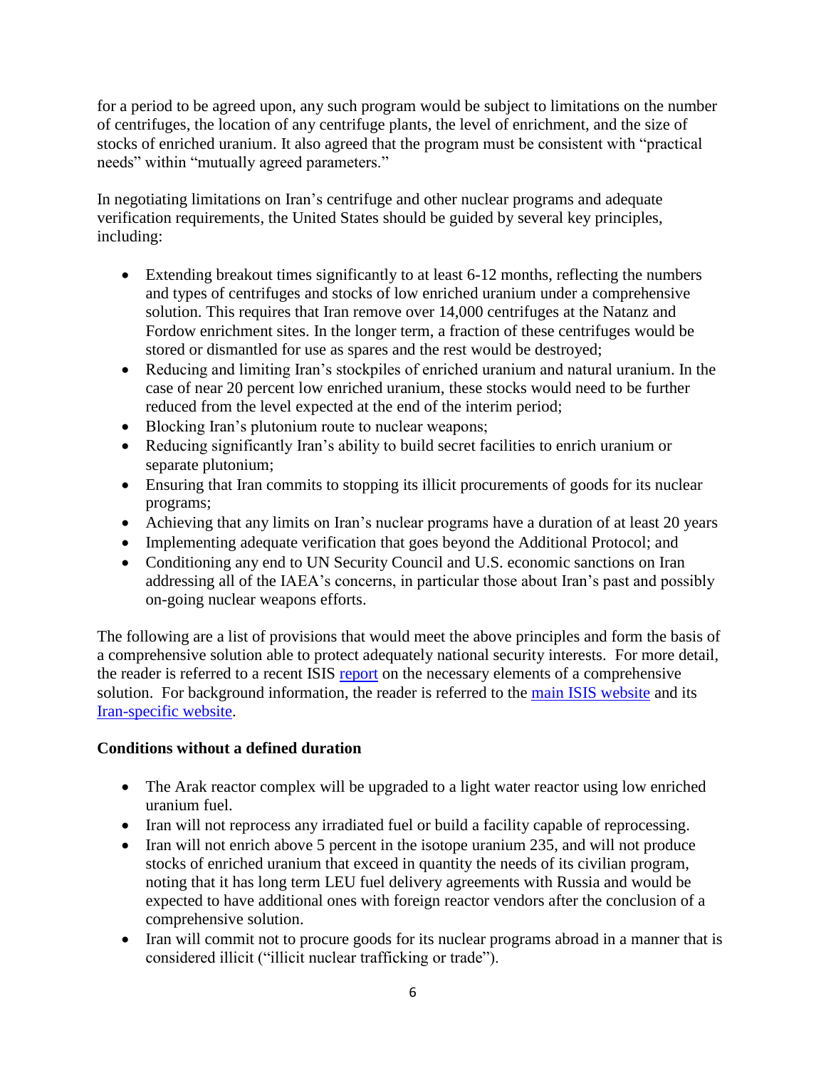for a period to be agreed upon, any such program would be subject to limitations on the number of centrifuges, the location of any centrifuge plants, the level of enrichment, and the size of stocks of enriched uranium. It also agreed that the program must be consistent with "practical needs" within "mutually agreed parameters."

In negotiating limitations on Iran's centrifuge and other nuclear programs and adequate verification requirements, the United States should be guided by several key principles, including:

- Extending breakout times significantly to at least 6-12 months, reflecting the numbers and types of centrifuges and stocks of low enriched uranium under a comprehensive solution. This requires that Iran remove over 14,000 centrifuges at the Natanz and Fordow enrichment sites. In the longer term, a fraction of these centrifuges would be stored or dismantled for use as spares and the rest would be destroyed;
- Reducing and limiting Iran's stockpiles of enriched uranium and natural uranium. In the case of near 20 percent low enriched uranium, these stocks would need to be further reduced from the level expected at the end of the interim period;
- Blocking Iran's plutonium route to nuclear weapons;
- Reducing significantly Iran's ability to build secret facilities to enrich uranium or separate plutonium;
- Ensuring that Iran commits to stopping its illicit procurements of goods for its nuclear programs;
- Achieving that any limits on Iran's nuclear programs have a duration of at least 20 years
- Implementing adequate verification that goes beyond the Additional Protocol; and
- Conditioning any end to UN Security Council and U.S. economic sanctions on Iran addressing all of the IAEA's concerns, in particular those about Iran's past and possibly on-going nuclear weapons efforts.

The following are a list of provisions that would meet the above principles and form the basis of a comprehensive solution able to protect adequately national security interests. For more detail, the reader is referred to a recent ISIS report on the necessary elements of a comprehensive solution. For background information, the reader is referred to the main ISIS website and its Iran-specific website.

**Conditions without a defined duration**

- The Arak reactor complex will be upgraded to a light water reactor using low enriched uranium fuel.
- Iran will not reprocess any irradiated fuel or build a facility capable of reprocessing.
- Iran will not enrich above 5 percent in the isotope uranium 235, and will not produce stocks of enriched uranium that exceed in quantity the needs of its civilian program, noting that it has long term LEU fuel delivery agreements with Russia and would be expected to have additional ones with foreign reactor vendors after the conclusion of a comprehensive solution.
- Iran will commit not to procure goods for its nuclear programs abroad in a manner that is considered illicit ("illicit nuclear trafficking or trade").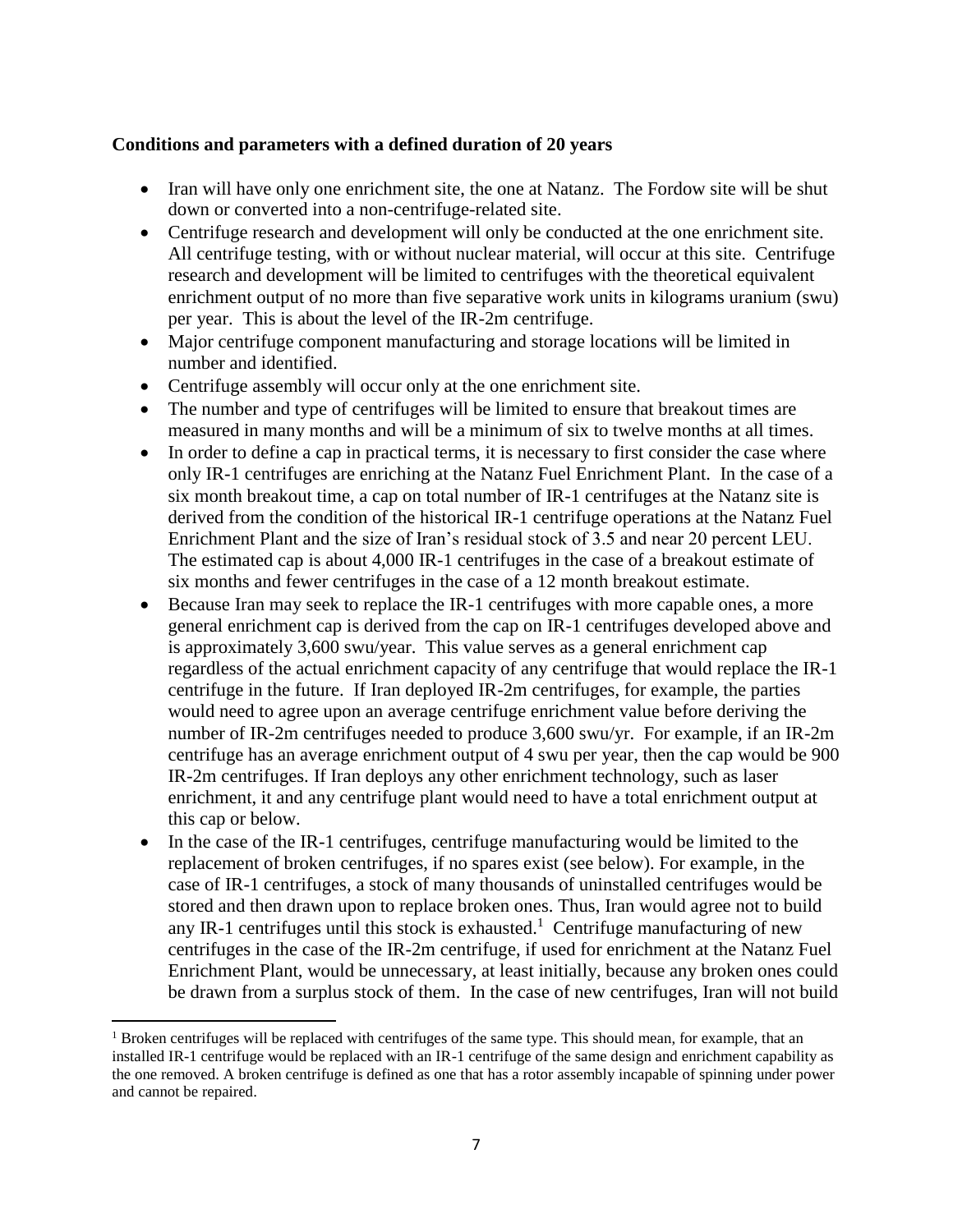**Conditions and parameters with a defined duration of 20 years**

- Iran will have only one enrichment site, the one at Natanz. The Fordow site will be shut down or converted into a non-centrifuge-related site.
- Centrifuge research and development will only be conducted at the one enrichment site. All centrifuge testing, with or without nuclear material, will occur at this site. Centrifuge research and development will be limited to centrifuges with the theoretical equivalent enrichment output of no more than five separative work units in kilograms uranium (swu) per year. This is about the level of the IR-2m centrifuge.
- Major centrifuge component manufacturing and storage locations will be limited in number and identified.
- Centrifuge assembly will occur only at the one enrichment site.
- The number and type of centrifuges will be limited to ensure that breakout times are measured in many months and will be a minimum of six to twelve months at all times.
- In order to define a cap in practical terms, it is necessary to first consider the case where only IR-1 centrifuges are enriching at the Natanz Fuel Enrichment Plant. In the case of a six month breakout time, a cap on total number of IR-1 centrifuges at the Natanz site is derived from the condition of the historical IR-1 centrifuge operations at the Natanz Fuel Enrichment Plant and the size of Iran's residual stock of 3.5 and near 20 percent LEU. The estimated cap is about 4,000 IR-1 centrifuges in the case of a breakout estimate of six months and fewer centrifuges in the case of a 12 month breakout estimate.
- Because Iran may seek to replace the IR-1 centrifuges with more capable ones, a more general enrichment cap is derived from the cap on IR-1 centrifuges developed above and is approximately 3,600 swu/year. This value serves as a general enrichment cap regardless of the actual enrichment capacity of any centrifuge that would replace the IR-1 centrifuge in the future. If Iran deployed IR-2m centrifuges, for example, the parties would need to agree upon an average centrifuge enrichment value before deriving the number of IR-2m centrifuges needed to produce 3,600 swu/yr. For example, if an IR-2m centrifuge has an average enrichment output of 4 swu per year, then the cap would be 900 IR-2m centrifuges. If Iran deploys any other enrichment technology, such as laser enrichment, it and any centrifuge plant would need to have a total enrichment output at this cap or below.
- In the case of the IR-1 centrifuges, centrifuge manufacturing would be limited to the replacement of broken centrifuges, if no spares exist (see below). For example, in the case of IR-1 centrifuges, a stock of many thousands of uninstalled centrifuges would be stored and then drawn upon to replace broken ones. Thus, Iran would agree not to build any IR-1 centrifuges until this stock is exhausted.[1] Centrifuge manufacturing of new centrifuges in the case of the IR-2m centrifuge, if used for enrichment at the Natanz Fuel Enrichment Plant, would be unnecessary, at least initially, because any broken ones could be drawn from a surplus stock of them. In the case of new centrifuges, Iran will not build

[1] Broken centrifuges will be replaced with centrifuges of the same type. This should mean, for example, that an installed IR-1 centrifuge would be replaced with an IR-1 centrifuge of the same design and enrichment capability as the one removed. A broken centrifuge is defined as one that has a rotor assembly incapable of spinning under power and cannot be repaired.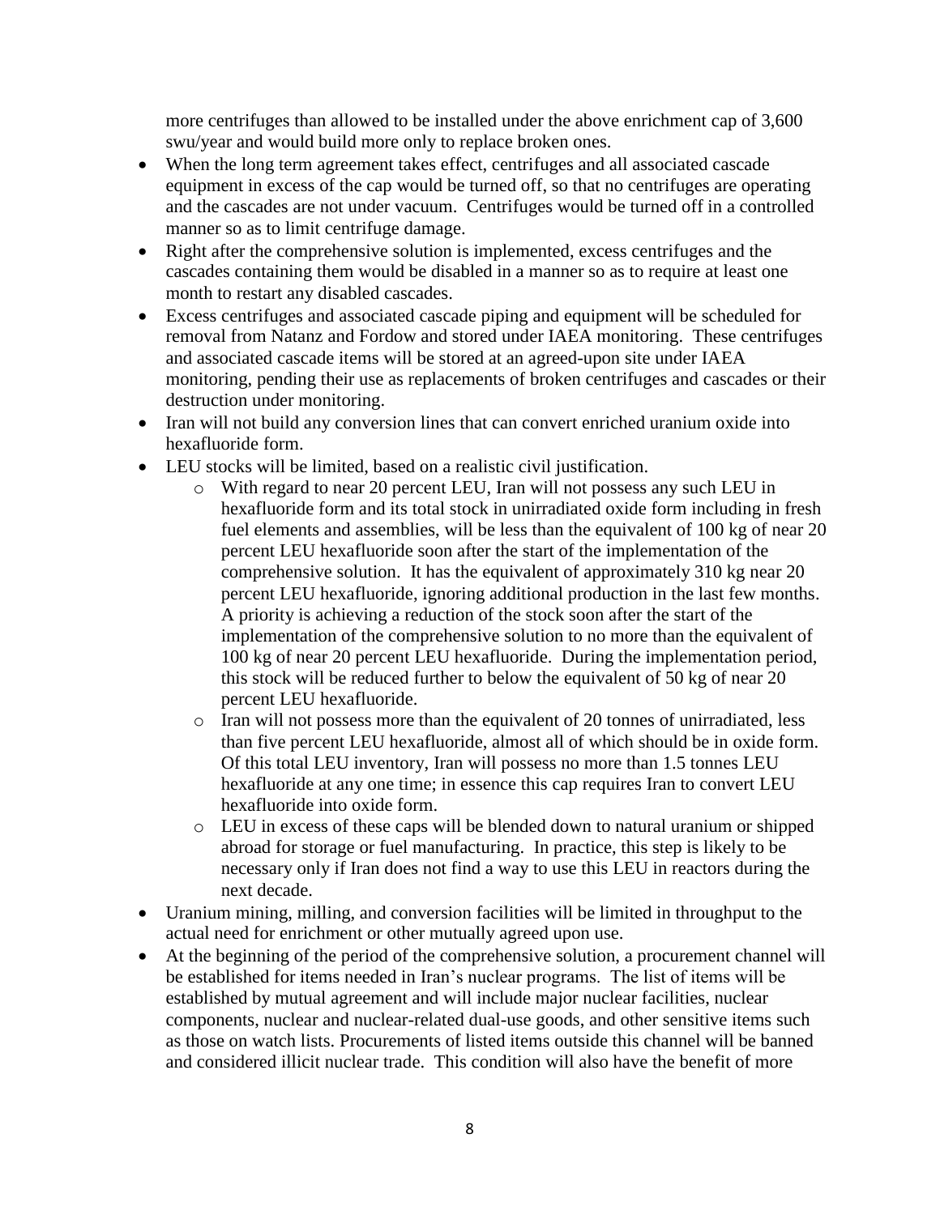more centrifuges than allowed to be installed under the above enrichment cap of 3,600 swu/year and would build more only to replace broken ones.

- When the long term agreement takes effect, centrifuges and all associated cascade equipment in excess of the cap would be turned off, so that no centrifuges are operating and the cascades are not under vacuum. Centrifuges would be turned off in a controlled manner so as to limit centrifuge damage.
- Right after the comprehensive solution is implemented, excess centrifuges and the cascades containing them would be disabled in a manner so as to require at least one month to restart any disabled cascades.
- Excess centrifuges and associated cascade piping and equipment will be scheduled for removal from Natanz and Fordow and stored under IAEA monitoring. These centrifuges and associated cascade items will be stored at an agreed-upon site under IAEA monitoring, pending their use as replacements of broken centrifuges and cascades or their destruction under monitoring.
- Iran will not build any conversion lines that can convert enriched uranium oxide into hexafluoride form.
- LEU stocks will be limited, based on a realistic civil justification.
    - With regard to near 20 percent LEU, Iran will not possess any such LEU in hexafluoride form and its total stock in unirradiated oxide form including in fresh fuel elements and assemblies, will be less than the equivalent of 100 kg of near 20 percent LEU hexafluoride soon after the start of the implementation of the comprehensive solution. It has the equivalent of approximately 310 kg near 20 percent LEU hexafluoride, ignoring additional production in the last few months. A priority is achieving a reduction of the stock soon after the start of the implementation of the comprehensive solution to no more than the equivalent of 100 kg of near 20 percent LEU hexafluoride. During the implementation period, this stock will be reduced further to below the equivalent of 50 kg of near 20 percent LEU hexafluoride.
    - Iran will not possess more than the equivalent of 20 tonnes of unirradiated, less than five percent LEU hexafluoride, almost all of which should be in oxide form. Of this total LEU inventory, Iran will possess no more than 1.5 tonnes LEU hexafluoride at any one time; in essence this cap requires Iran to convert LEU hexafluoride into oxide form.
    - LEU in excess of these caps will be blended down to natural uranium or shipped abroad for storage or fuel manufacturing. In practice, this step is likely to be necessary only if Iran does not find a way to use this LEU in reactors during the next decade.
- Uranium mining, milling, and conversion facilities will be limited in throughput to the actual need for enrichment or other mutually agreed upon use.
- At the beginning of the period of the comprehensive solution, a procurement channel will be established for items needed in Iran's nuclear programs. The list of items will be established by mutual agreement and will include major nuclear facilities, nuclear components, nuclear and nuclear-related dual-use goods, and other sensitive items such as those on watch lists. Procurements of listed items outside this channel will be banned and considered illicit nuclear trade. This condition will also have the benefit of more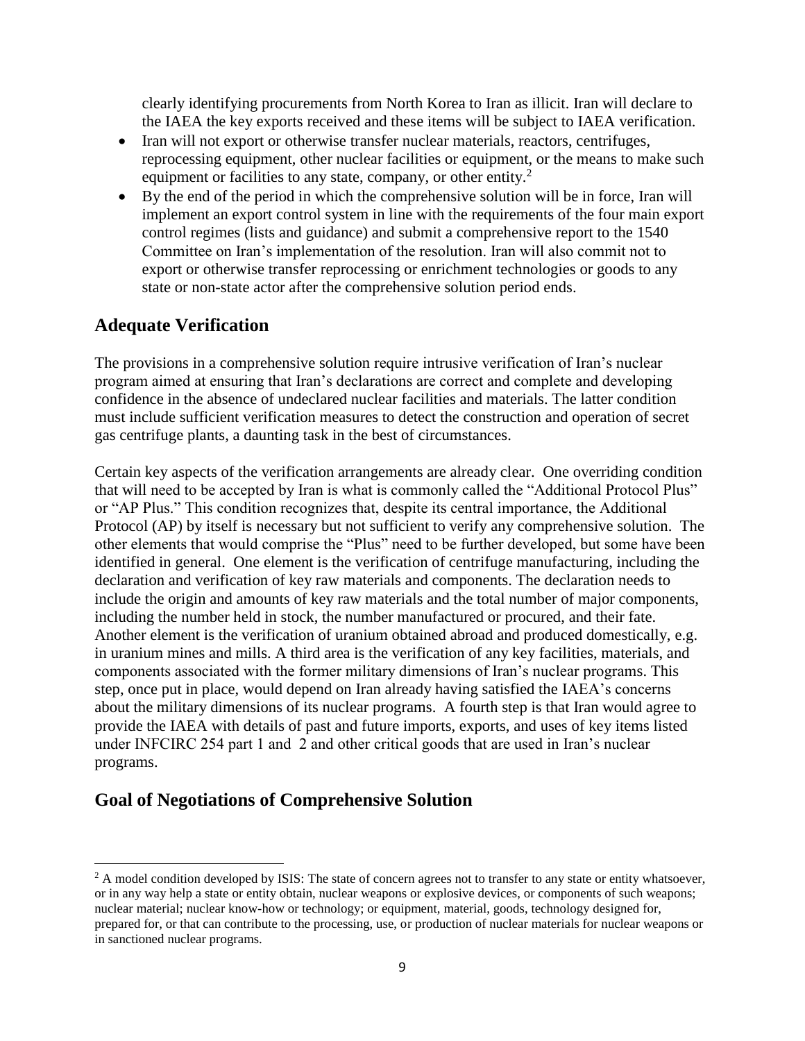clearly identifying procurements from North Korea to Iran as illicit. Iran will declare to the IAEA the key exports received and these items will be subject to IAEA verification.

- Iran will not export or otherwise transfer nuclear materials, reactors, centrifuges, reprocessing equipment, other nuclear facilities or equipment, or the means to make such equipment or facilities to any state, company, or other entity.[2]
- By the end of the period in which the comprehensive solution will be in force, Iran will implement an export control system in line with the requirements of the four main export control regimes (lists and guidance) and submit a comprehensive report to the 1540 Committee on Iran's implementation of the resolution. Iran will also commit not to export or otherwise transfer reprocessing or enrichment technologies or goods to any state or non-state actor after the comprehensive solution period ends.

## Adequate Verification

The provisions in a comprehensive solution require intrusive verification of Iran's nuclear program aimed at ensuring that Iran's declarations are correct and complete and developing confidence in the absence of undeclared nuclear facilities and materials. The latter condition must include sufficient verification measures to detect the construction and operation of secret gas centrifuge plants, a daunting task in the best of circumstances.

Certain key aspects of the verification arrangements are already clear. One overriding condition that will need to be accepted by Iran is what is commonly called the "Additional Protocol Plus" or "AP Plus." This condition recognizes that, despite its central importance, the Additional Protocol (AP) by itself is necessary but not sufficient to verify any comprehensive solution. The other elements that would comprise the "Plus" need to be further developed, but some have been identified in general. One element is the verification of centrifuge manufacturing, including the declaration and verification of key raw materials and components. The declaration needs to include the origin and amounts of key raw materials and the total number of major components, including the number held in stock, the number manufactured or procured, and their fate. Another element is the verification of uranium obtained abroad and produced domestically, e.g. in uranium mines and mills. A third area is the verification of any key facilities, materials, and components associated with the former military dimensions of Iran's nuclear programs. This step, once put in place, would depend on Iran already having satisfied the IAEA's concerns about the military dimensions of its nuclear programs. A fourth step is that Iran would agree to provide the IAEA with details of past and future imports, exports, and uses of key items listed under INFCIRC 254 part 1 and 2 and other critical goods that are used in Iran's nuclear programs.

## Goal of Negotiations of Comprehensive Solution

[2] A model condition developed by ISIS: The state of concern agrees not to transfer to any state or entity whatsoever, or in any way help a state or entity obtain, nuclear weapons or explosive devices, or components of such weapons; nuclear material; nuclear know-how or technology; or equipment, material, goods, technology designed for, prepared for, or that can contribute to the processing, use, or production of nuclear materials for nuclear weapons or in sanctioned nuclear programs.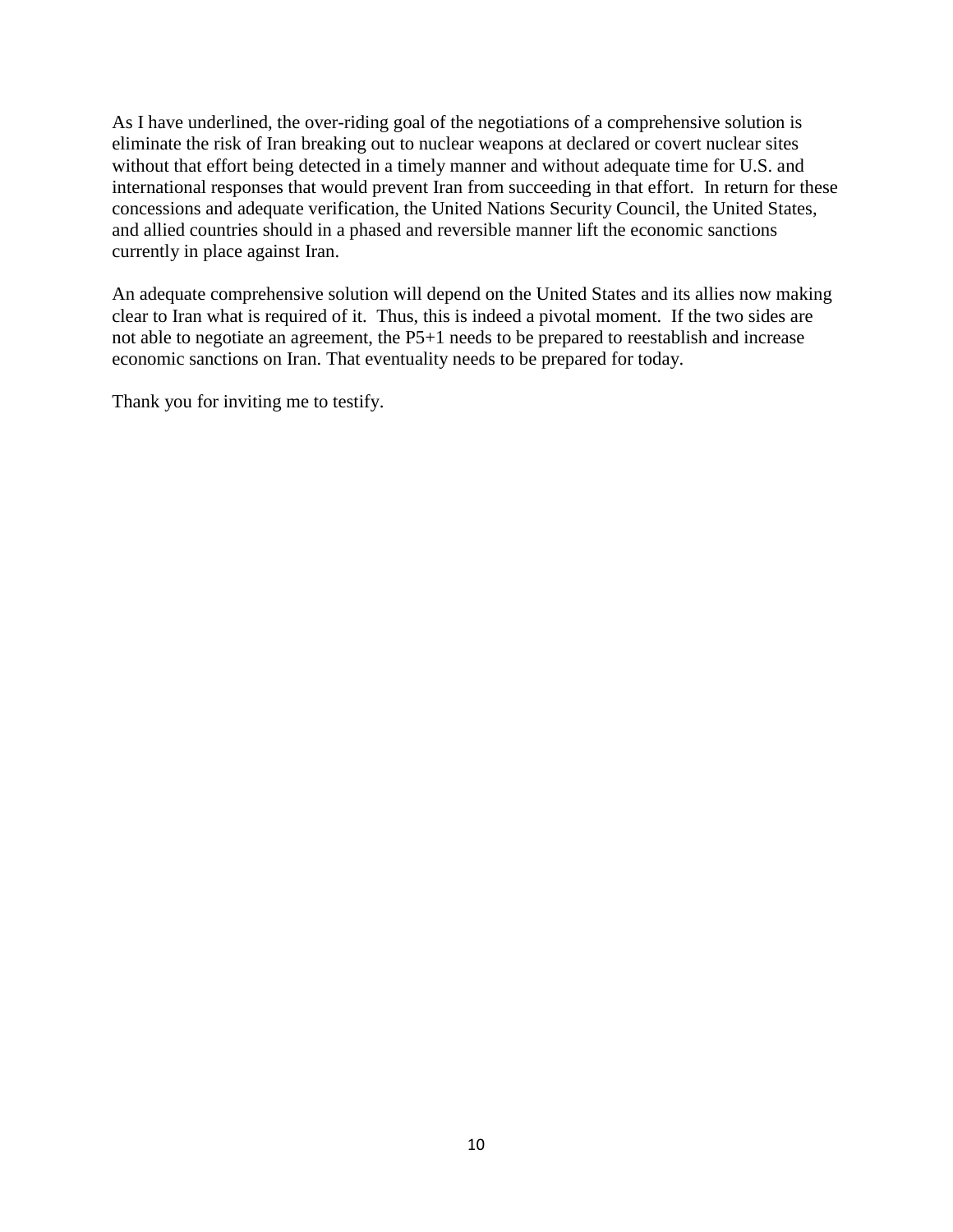As I have underlined, the over-riding goal of the negotiations of a comprehensive solution is eliminate the risk of Iran breaking out to nuclear weapons at declared or covert nuclear sites without that effort being detected in a timely manner and without adequate time for U.S. and international responses that would prevent Iran from succeeding in that effort. In return for these concessions and adequate verification, the United Nations Security Council, the United States, and allied countries should in a phased and reversible manner lift the economic sanctions currently in place against Iran.

An adequate comprehensive solution will depend on the United States and its allies now making clear to Iran what is required of it. Thus, this is indeed a pivotal moment. If the two sides are not able to negotiate an agreement, the P5+1 needs to be prepared to reestablish and increase economic sanctions on Iran. That eventuality needs to be prepared for today.

Thank you for inviting me to testify.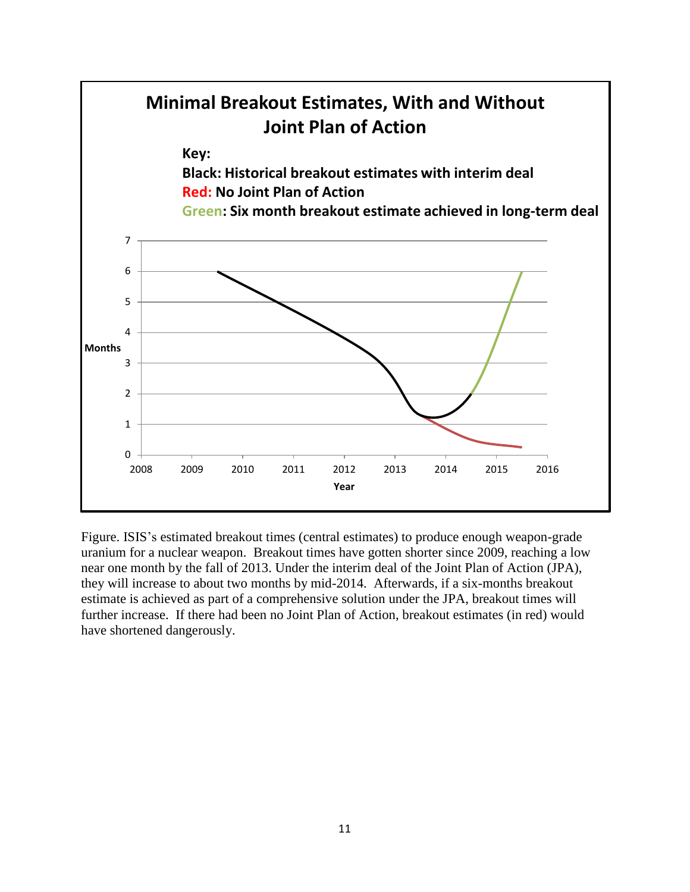Minimal Breakout Estimates, With and Without Joint Plan of Action

Key:

Black: Historical breakout estimates with interim deal

Red: No Joint Plan of Action

Green: Six month breakout estimate achieved in long-term deal

Months

7
6
5
4
3
2
1
0

2008 2009 2010 2011 2012 2013 2014 2015 2016

Year

Figure. ISIS's estimated breakout times (central estimates) to produce enough weapon-grade uranium for a nuclear weapon. Breakout times have gotten shorter since 2009, reaching a low near one month by the fall of 2013. Under the interim deal of the Joint Plan of Action (JPA), they will increase to about two months by mid-2014. Afterwards, if a six-months breakout estimate is achieved as part of a comprehensive solution under the JPA, breakout times will further increase. If there had been no Joint Plan of Action, breakout estimates (in red) would have shortened dangerously.